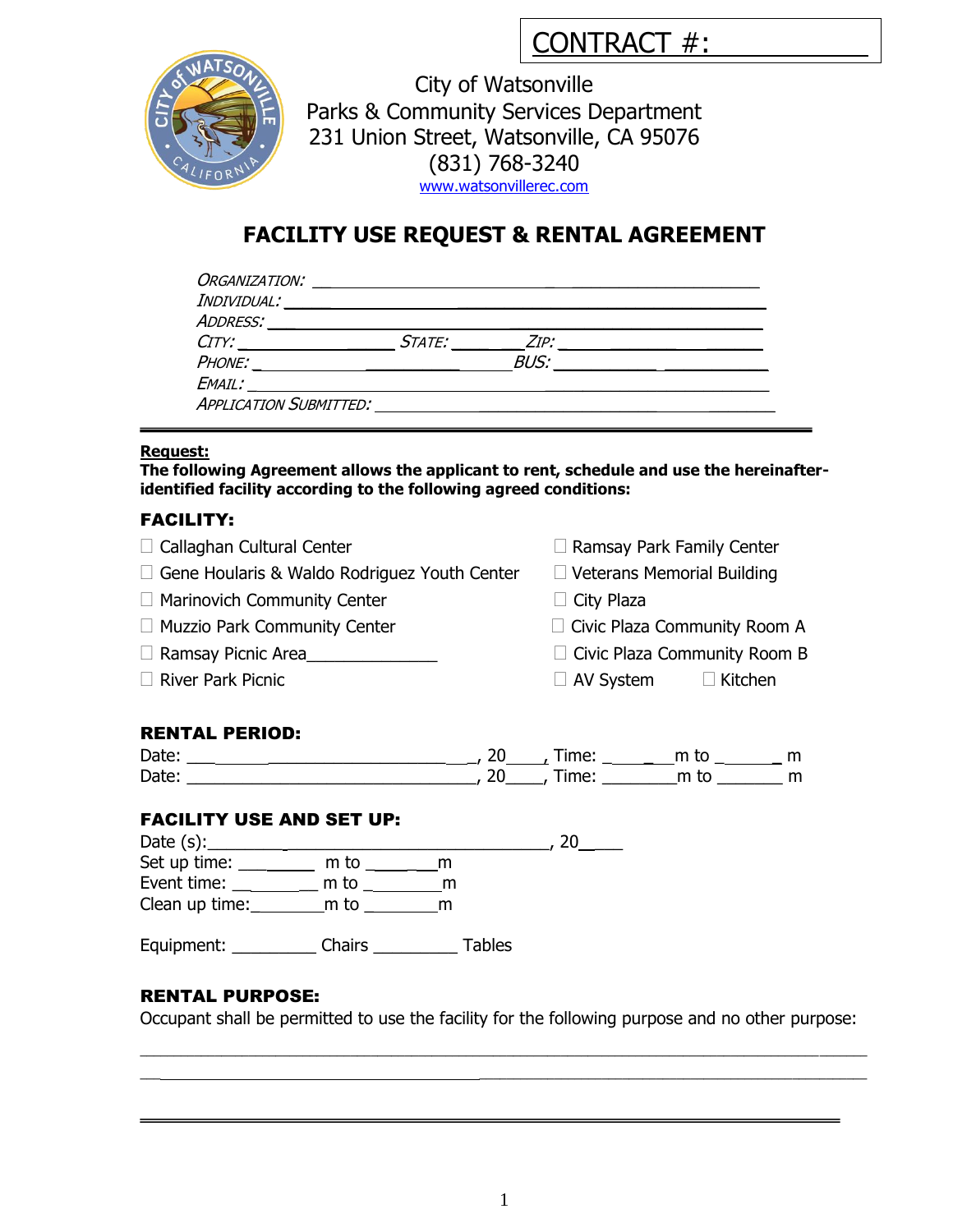CONTRACT #: ____________

City of Watsonville
Parks & Community Services Department
231 Union Street, Watsonville, CA 95076
(831) 768-3240
www.watsonvillerec.com

# FACILITY USE REQUEST & RENTAL AGREEMENT

*ORGANIZATION:* ______________________________________________

*INDIVIDUAL:* ______________________________________________

*ADDRESS:* ______________________________________________

*CITY:* ________________ *STATE:* ________ *ZIP:* ________________

*PHONE:* ______________________ *BUS:* ______________________

*EMAIL:* ______________________________________________

*APPLICATION SUBMITTED:* ______________________________________________

---

**Request:**

**The following Agreement allows the applicant to rent, schedule and use the hereinafter-identified facility according to the following agreed conditions:**

**FACILITY:**

- ☐ Callaghan Cultural Center
- ☐ Gene Hoularis & Waldo Rodriguez Youth Center
- ☐ Marinovich Community Center
- ☐ Muzzio Park Community Center
- ☐ Ramsay Picnic Area______________
- ☐ River Park Picnic
- ☐ Ramsay Park Family Center
- ☐ Veterans Memorial Building
- ☐ City Plaza
- ☐ Civic Plaza Community Room A
- ☐ Civic Plaza Community Room B
- ☐ AV System ☐ Kitchen

**RENTAL PERIOD:**

Date: ______________________________, 20____, Time: ________m to ________ m

Date: ______________________________, 20____, Time: ________m to ________ m

**FACILITY USE AND SET UP:**

Date (s):______________________________________, 20_____

Set up time: __________ m to __________m

Event time: __________ m to __________m

Clean up time:________m to __________m

Equipment: _________ Chairs _________ Tables

**RENTAL PURPOSE:**

Occupant shall be permitted to use the facility for the following purpose and no other purpose:

______________________________________________________________________

______________________________________________________________________

---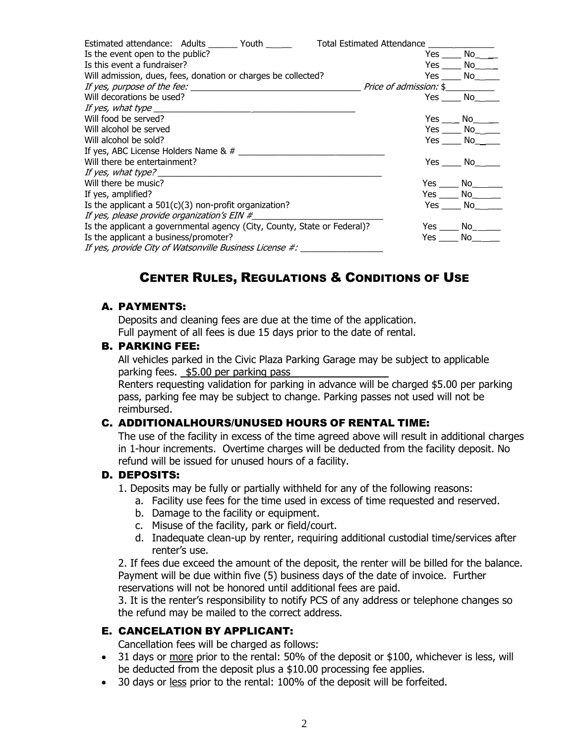Estimated attendance: Adults ______ Youth _____ Total Estimated Attendance ______________

Is the event open to the public? Yes ____ No____

Is this event a fundraiser? Yes ____ No____

Will admission, dues, fees, donation or charges be collected? Yes ____ No_____

*If yes, purpose of the fee:* ___________________________________ *Price of admission:* $__________

Will decorations be used? Yes ____ No_____

*If yes, what type* ___________________________________________

Will food be served? Yes ____ No_____

Will alcohol be served Yes ____ No_____

Will alcohol be sold? Yes ____ No_____

If yes, ABC License Holders Name & # ______________________________

Will there be entertainment? Yes ____ No_____

*If yes, what type?* ______________________________________________

Will there be music? Yes ____ No______

If yes, amplified? Yes ____ No______

Is the applicant a 501(c)(3) non-profit organization? Yes ____ No______

*If yes, please provide organization's EIN #*__________________________

Is the applicant a governmental agency (City, County, State or Federal)? Yes ____ No______

Is the applicant a business/promoter? Yes ____ No______

*If yes, provide City of Watsonville Business License #:* ________________

## CENTER RULES, REGULATIONS & CONDITIONS OF USE

### A. PAYMENTS:

Deposits and cleaning fees are due at the time of the application.
Full payment of all fees is due 15 days prior to the date of rental.

### B. PARKING FEE:

All vehicles parked in the Civic Plaza Parking Garage may be subject to applicable parking fees. \$5.00 per parking pass

Renters requesting validation for parking in advance will be charged \$5.00 per parking pass, parking fee may be subject to change. Parking passes not used will not be reimbursed.

### C. ADDITIONALHOURS/UNUSED HOURS OF RENTAL TIME:

The use of the facility in excess of the time agreed above will result in additional charges in 1-hour increments. Overtime charges will be deducted from the facility deposit. No refund will be issued for unused hours of a facility.

### D. DEPOSITS:

1. Deposits may be fully or partially withheld for any of the following reasons:
   a. Facility use fees for the time used in excess of time requested and reserved.
   b. Damage to the facility or equipment.
   c. Misuse of the facility, park or field/court.
   d. Inadequate clean-up by renter, requiring additional custodial time/services after renter's use.

2. If fees due exceed the amount of the deposit, the renter will be billed for the balance. Payment will be due within five (5) business days of the date of invoice. Further reservations will not be honored until additional fees are paid.

3. It is the renter's responsibility to notify PCS of any address or telephone changes so the refund may be mailed to the correct address.

### E. CANCELATION BY APPLICANT:

Cancellation fees will be charged as follows:

- 31 days or more prior to the rental: 50% of the deposit or \$100, whichever is less, will be deducted from the deposit plus a \$10.00 processing fee applies.
- 30 days or less prior to the rental: 100% of the deposit will be forfeited.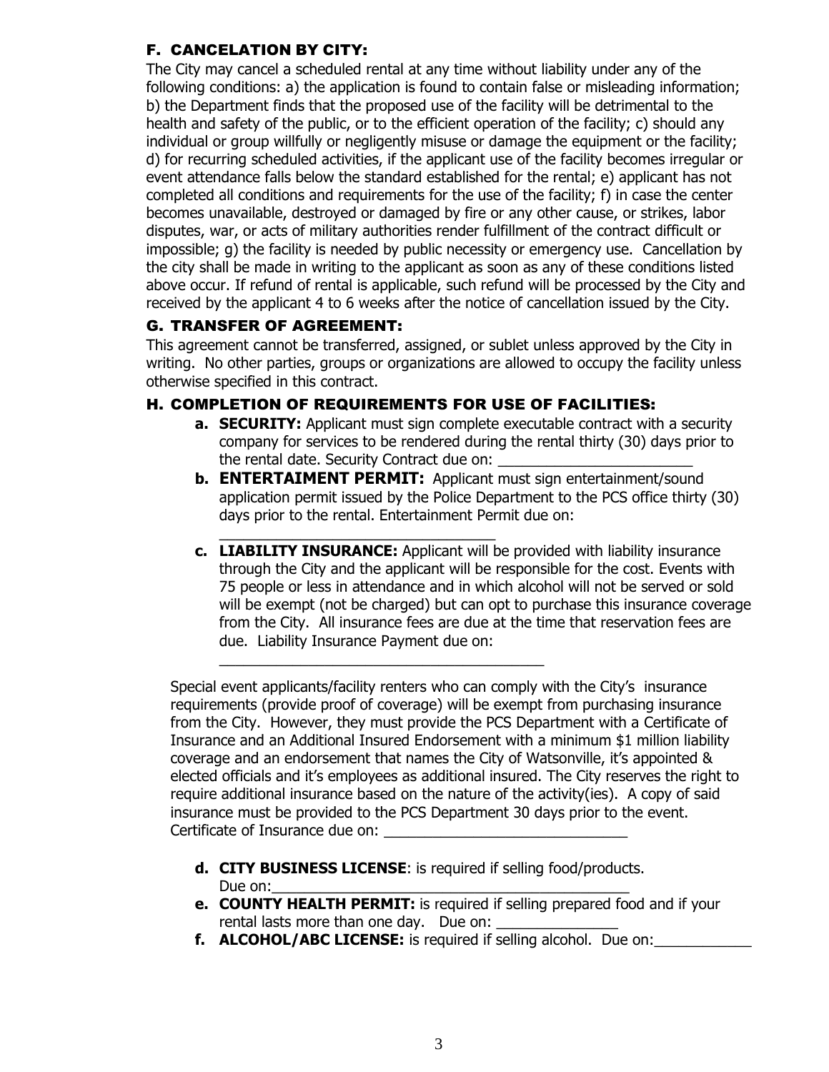## F. CANCELATION BY CITY:

The City may cancel a scheduled rental at any time without liability under any of the following conditions: a) the application is found to contain false or misleading information; b) the Department finds that the proposed use of the facility will be detrimental to the health and safety of the public, or to the efficient operation of the facility; c) should any individual or group willfully or negligently misuse or damage the equipment or the facility; d) for recurring scheduled activities, if the applicant use of the facility becomes irregular or event attendance falls below the standard established for the rental; e) applicant has not completed all conditions and requirements for the use of the facility; f) in case the center becomes unavailable, destroyed or damaged by fire or any other cause, or strikes, labor disputes, war, or acts of military authorities render fulfillment of the contract difficult or impossible; g) the facility is needed by public necessity or emergency use. Cancellation by the city shall be made in writing to the applicant as soon as any of these conditions listed above occur. If refund of rental is applicable, such refund will be processed by the City and received by the applicant 4 to 6 weeks after the notice of cancellation issued by the City.

## G. TRANSFER OF AGREEMENT:

This agreement cannot be transferred, assigned, or sublet unless approved by the City in writing. No other parties, groups or organizations are allowed to occupy the facility unless otherwise specified in this contract.

## H. COMPLETION OF REQUIREMENTS FOR USE OF FACILITIES:

a. **SECURITY:** Applicant must sign complete executable contract with a security company for services to be rendered during the rental thirty (30) days prior to the rental date. Security Contract due on: _________________________

b. **ENTERTAIMENT PERMIT:** Applicant must sign entertainment/sound application permit issued by the Police Department to the PCS office thirty (30) days prior to the rental. Entertainment Permit due on: ___________________________________

c. **LIABILITY INSURANCE:** Applicant will be provided with liability insurance through the City and the applicant will be responsible for the cost. Events with 75 people or less in attendance and in which alcohol will not be served or sold will be exempt (not be charged) but can opt to purchase this insurance coverage from the City. All insurance fees are due at the time that reservation fees are due. Liability Insurance Payment due on: ________________________________________

Special event applicants/facility renters who can comply with the City's insurance requirements (provide proof of coverage) will be exempt from purchasing insurance from the City. However, they must provide the PCS Department with a Certificate of Insurance and an Additional Insured Endorsement with a minimum $1 million liability coverage and an endorsement that names the City of Watsonville, it's appointed & elected officials and it's employees as additional insured. The City reserves the right to require additional insurance based on the nature of the activity(ies). A copy of said insurance must be provided to the PCS Department 30 days prior to the event. Certificate of Insurance due on: ______________________________

d. **CITY BUSINESS LICENSE**: is required if selling food/products. Due on:_____________________________________________

e. **COUNTY HEALTH PERMIT:** is required if selling prepared food and if your rental lasts more than one day. Due on: _______________

f. **ALCOHOL/ABC LICENSE:** is required if selling alcohol. Due on:____________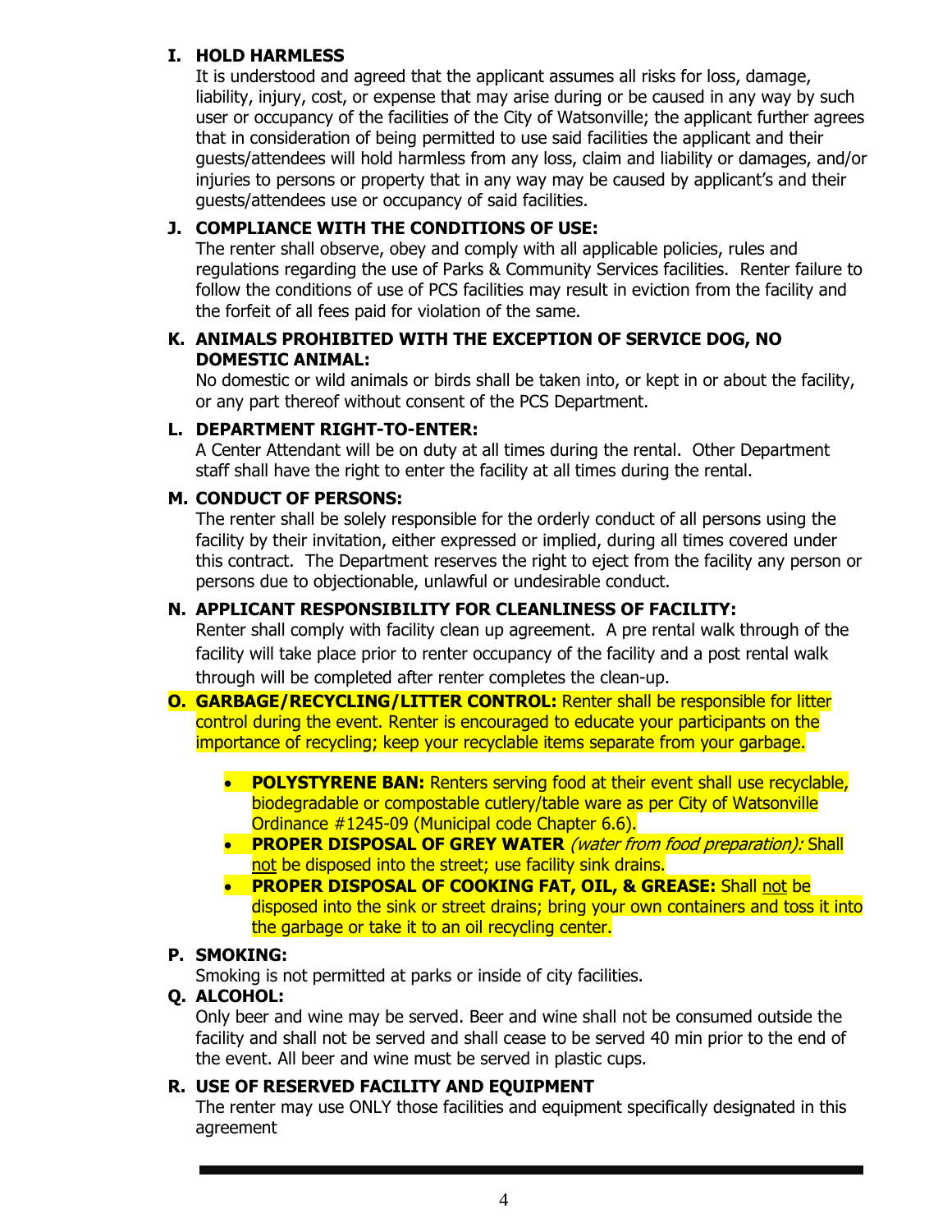**I. HOLD HARMLESS**

It is understood and agreed that the applicant assumes all risks for loss, damage, liability, injury, cost, or expense that may arise during or be caused in any way by such user or occupancy of the facilities of the City of Watsonville; the applicant further agrees that in consideration of being permitted to use said facilities the applicant and their guests/attendees will hold harmless from any loss, claim and liability or damages, and/or injuries to persons or property that in any way may be caused by applicant's and their guests/attendees use or occupancy of said facilities.

**J. COMPLIANCE WITH THE CONDITIONS OF USE:**

The renter shall observe, obey and comply with all applicable policies, rules and regulations regarding the use of Parks & Community Services facilities. Renter failure to follow the conditions of use of PCS facilities may result in eviction from the facility and the forfeit of all fees paid for violation of the same.

**K. ANIMALS PROHIBITED WITH THE EXCEPTION OF SERVICE DOG, NO DOMESTIC ANIMAL:**

No domestic or wild animals or birds shall be taken into, or kept in or about the facility, or any part thereof without consent of the PCS Department.

**L. DEPARTMENT RIGHT-TO-ENTER:**

A Center Attendant will be on duty at all times during the rental. Other Department staff shall have the right to enter the facility at all times during the rental.

**M. CONDUCT OF PERSONS:**

The renter shall be solely responsible for the orderly conduct of all persons using the facility by their invitation, either expressed or implied, during all times covered under this contract. The Department reserves the right to eject from the facility any person or persons due to objectionable, unlawful or undesirable conduct.

**N. APPLICANT RESPONSIBILITY FOR CLEANLINESS OF FACILITY:**

Renter shall comply with facility clean up agreement. A pre rental walk through of the facility will take place prior to renter occupancy of the facility and a post rental walk through will be completed after renter completes the clean-up.

**O. GARBAGE/RECYCLING/LITTER CONTROL:** Renter shall be responsible for litter control during the event. Renter is encouraged to educate your participants on the importance of recycling; keep your recyclable items separate from your garbage.

- **POLYSTYRENE BAN:** Renters serving food at their event shall use recyclable, biodegradable or compostable cutlery/table ware as per City of Watsonville Ordinance #1245-09 (Municipal code Chapter 6.6).
- **PROPER DISPOSAL OF GREY WATER** *(water from food preparation):* Shall not be disposed into the street; use facility sink drains.
- **PROPER DISPOSAL OF COOKING FAT, OIL, & GREASE:** Shall not be disposed into the sink or street drains; bring your own containers and toss it into the garbage or take it to an oil recycling center.

**P. SMOKING:**

Smoking is not permitted at parks or inside of city facilities.

**Q. ALCOHOL:**

Only beer and wine may be served. Beer and wine shall not be consumed outside the facility and shall not be served and shall cease to be served 40 min prior to the end of the event. All beer and wine must be served in plastic cups.

**R. USE OF RESERVED FACILITY AND EQUIPMENT**

The renter may use ONLY those facilities and equipment specifically designated in this agreement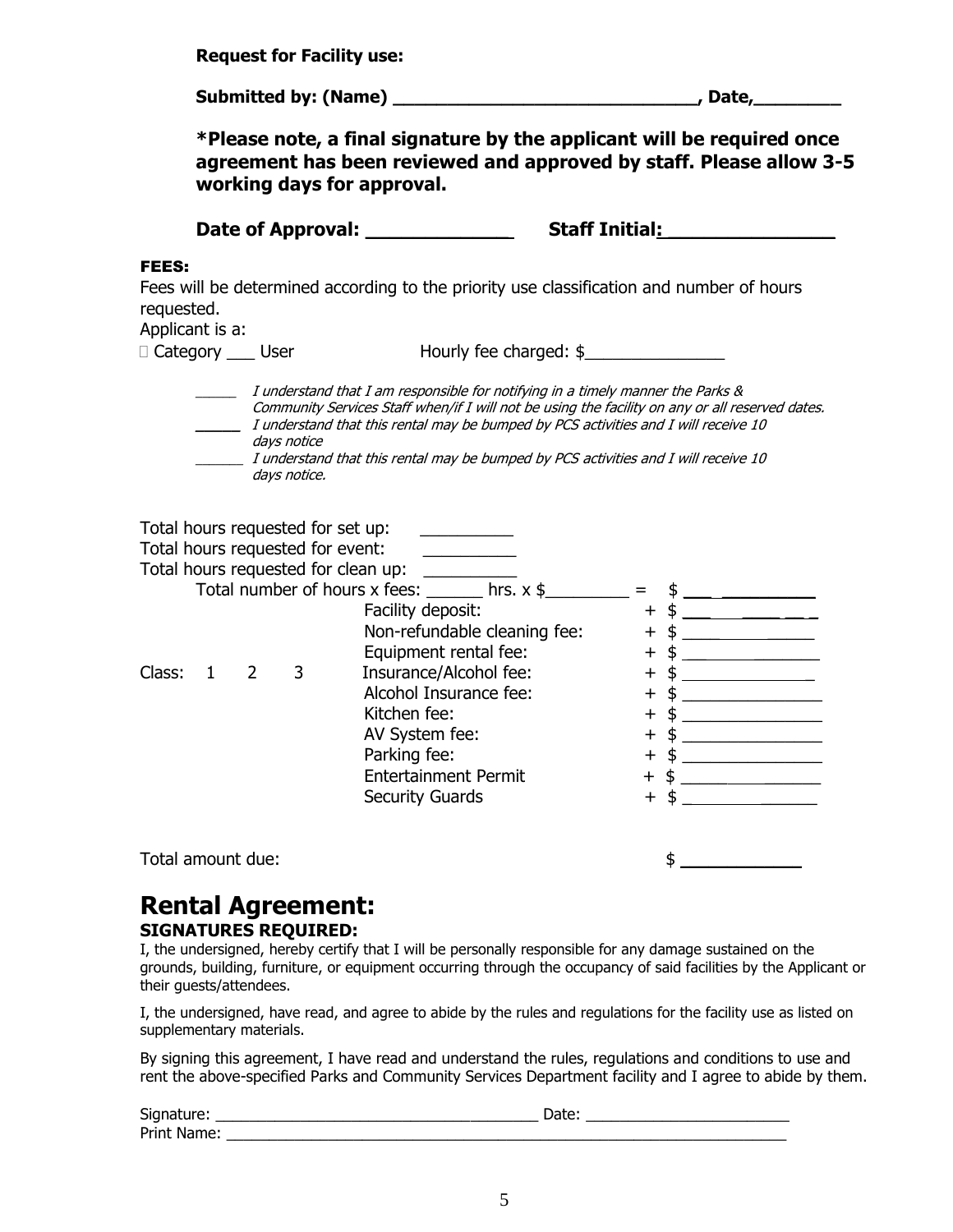**Request for Facility use:**

**Submitted by: (Name) ______________________________, Date,_________**

**\*Please note, a final signature by the applicant will be required once agreement has been reviewed and approved by staff. Please allow 3-5 working days for approval.**

**Date of Approval: _____________ Staff Initial:_______________**

**FEES:**

Fees will be determined according to the priority use classification and number of hours requested.

Applicant is a:

 Category ___ User        Hourly fee charged: $_______________

_____ *I understand that I am responsible for notifying in a timely manner the Parks & Community Services Staff when/if I will not be using the facility on any or all reserved dates.*

_____ *I understand that this rental may be bumped by PCS activities and I will receive 10 days notice*

______ *I understand that this rental may be bumped by PCS activities and I will receive 10 days notice.*

Total hours requested for set up: __________

Total hours requested for event: __________

Total hours requested for clean up: __________

Total number of hours x fees: ______ hrs. x $_________ = $ ______________

| | | | |
|---|---|---|---|
| | Facility deposit: | + | $ ______________ |
| | Non-refundable cleaning fee: | + | $ ______________ |
| | Equipment rental fee: | + | $ ______________ |
| Class: 1 2 3 | Insurance/Alcohol fee: | + | $ ______________ |
| | Alcohol Insurance fee: | + | $ ______________ |
| | Kitchen fee: | + | $ ______________ |
| | AV System fee: | + | $ ______________ |
| | Parking fee: | + | $ ______________ |
| | Entertainment Permit | + | $ ______________ |
| | Security Guards | + | $ ______________ |

Total amount due: $ ____________

# Rental Agreement:

**SIGNATURES REQUIRED:**

I, the undersigned, hereby certify that I will be personally responsible for any damage sustained on the grounds, building, furniture, or equipment occurring through the occupancy of said facilities by the Applicant or their guests/attendees.

I, the undersigned, have read, and agree to abide by the rules and regulations for the facility use as listed on supplementary materials.

By signing this agreement, I have read and understand the rules, regulations and conditions to use and rent the above-specified Parks and Community Services Department facility and I agree to abide by them.

Signature: ______________________________________ Date: ________________________

Print Name: ______________________________________________________________________